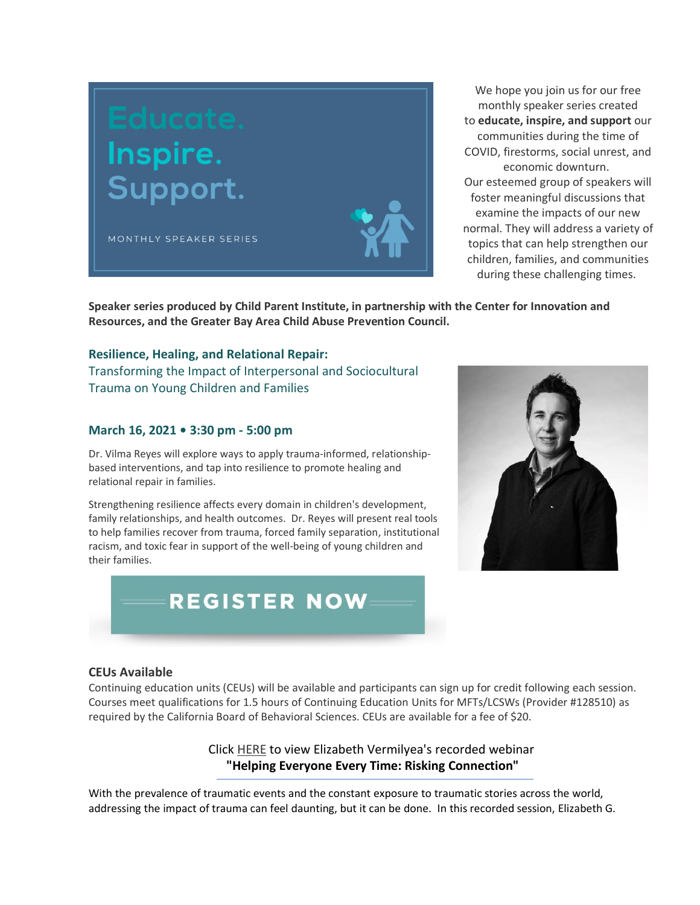Educate.
Inspire.
Support.

MONTHLY SPEAKER SERIES

We hope you join us for our free monthly speaker series created to **educate, inspire, and support** our communities during the time of COVID, firestorms, social unrest, and economic downturn.

Our esteemed group of speakers will foster meaningful discussions that examine the impacts of our new normal. They will address a variety of topics that can help strengthen our children, families, and communities during these challenging times.

**Speaker series produced by Child Parent Institute, in partnership with the Center for Innovation and Resources, and the Greater Bay Area Child Abuse Prevention Council.**

### Resilience, Healing, and Relational Repair:

Transforming the Impact of Interpersonal and Sociocultural Trauma on Young Children and Families

### March 16, 2021 • 3:30 pm - 5:00 pm

Dr. Vilma Reyes will explore ways to apply trauma-informed, relationship-based interventions, and tap into resilience to promote healing and relational repair in families.

Strengthening resilience affects every domain in children's development, family relationships, and health outcomes. Dr. Reyes will present real tools to help families recover from trauma, forced family separation, institutional racism, and toxic fear in support of the well-being of young children and their families.

REGISTER NOW

### CEUs Available

Continuing education units (CEUs) will be available and participants can sign up for credit following each session. Courses meet qualifications for 1.5 hours of Continuing Education Units for MFTs/LCSWs (Provider #128510) as required by the California Board of Behavioral Sciences. CEUs are available for a fee of $20.

Click HERE to view Elizabeth Vermilyea's recorded webinar
**"Helping Everyone Every Time: Risking Connection"**

With the prevalence of traumatic events and the constant exposure to traumatic stories across the world, addressing the impact of trauma can feel daunting, but it can be done. In this recorded session, Elizabeth G.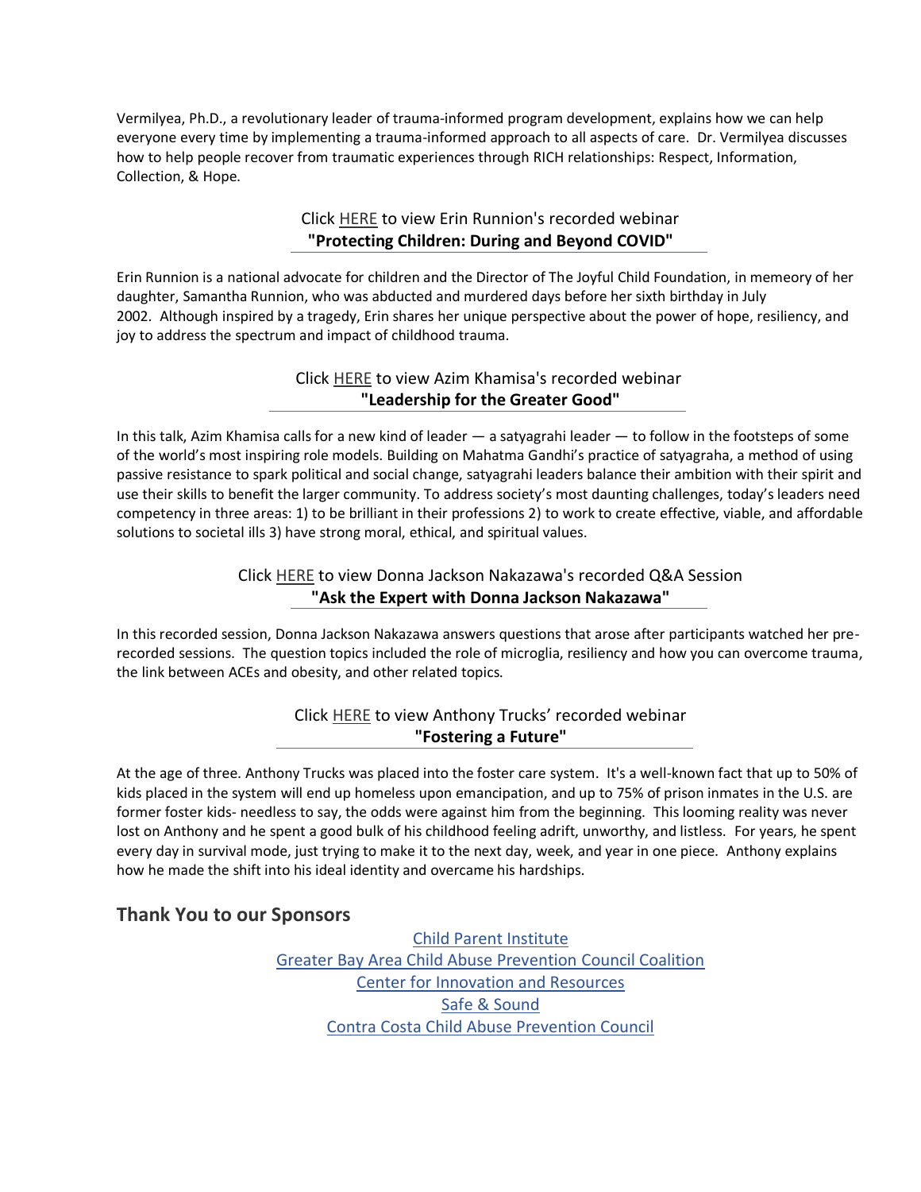Vermilyea, Ph.D., a revolutionary leader of trauma-informed program development, explains how we can help everyone every time by implementing a trauma-informed approach to all aspects of care. Dr. Vermilyea discusses how to help people recover from traumatic experiences through RICH relationships: Respect, Information, Collection, & Hope.

Click HERE to view Erin Runnion's recorded webinar
**"Protecting Children: During and Beyond COVID"**

Erin Runnion is a national advocate for children and the Director of The Joyful Child Foundation, in memeory of her daughter, Samantha Runnion, who was abducted and murdered days before her sixth birthday in July 2002. Although inspired by a tragedy, Erin shares her unique perspective about the power of hope, resiliency, and joy to address the spectrum and impact of childhood trauma.

Click HERE to view Azim Khamisa's recorded webinar
**"Leadership for the Greater Good"**

In this talk, Azim Khamisa calls for a new kind of leader — a satyagrahi leader — to follow in the footsteps of some of the world's most inspiring role models. Building on Mahatma Gandhi's practice of satyagraha, a method of using passive resistance to spark political and social change, satyagrahi leaders balance their ambition with their spirit and use their skills to benefit the larger community. To address society's most daunting challenges, today's leaders need competency in three areas: 1) to be brilliant in their professions 2) to work to create effective, viable, and affordable solutions to societal ills 3) have strong moral, ethical, and spiritual values.

Click HERE to view Donna Jackson Nakazawa's recorded Q&A Session
**"Ask the Expert with Donna Jackson Nakazawa"**

In this recorded session, Donna Jackson Nakazawa answers questions that arose after participants watched her pre-recorded sessions. The question topics included the role of microglia, resiliency and how you can overcome trauma, the link between ACEs and obesity, and other related topics.

Click HERE to view Anthony Trucks' recorded webinar
**"Fostering a Future"**

At the age of three. Anthony Trucks was placed into the foster care system. It's a well-known fact that up to 50% of kids placed in the system will end up homeless upon emancipation, and up to 75% of prison inmates in the U.S. are former foster kids- needless to say, the odds were against him from the beginning. This looming reality was never lost on Anthony and he spent a good bulk of his childhood feeling adrift, unworthy, and listless. For years, he spent every day in survival mode, just trying to make it to the next day, week, and year in one piece. Anthony explains how he made the shift into his ideal identity and overcame his hardships.

## Thank You to our Sponsors

Child Parent Institute
Greater Bay Area Child Abuse Prevention Council Coalition
Center for Innovation and Resources
Safe & Sound
Contra Costa Child Abuse Prevention Council